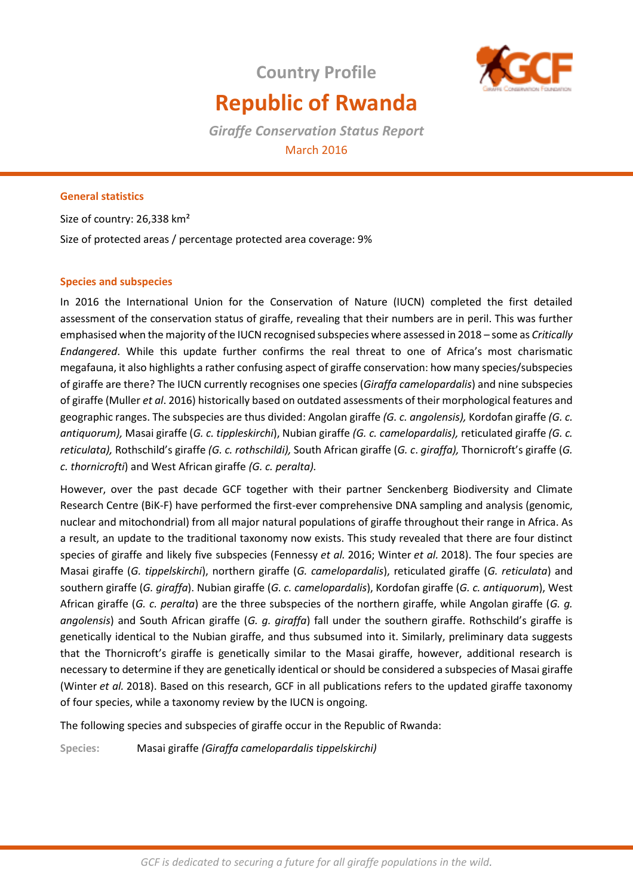Country Profile

# Republic of Rwanda

*Giraffe Conservation Status Report*

March 2016

## General statistics

Size of country: 26,338 km²

Size of protected areas / percentage protected area coverage: 9%

## Species and subspecies

In 2016 the International Union for the Conservation of Nature (IUCN) completed the first detailed assessment of the conservation status of giraffe, revealing that their numbers are in peril. This was further emphasised when the majority of the IUCN recognised subspecies where assessed in 2018 – some as *Critically Endangered*. While this update further confirms the real threat to one of Africa's most charismatic megafauna, it also highlights a rather confusing aspect of giraffe conservation: how many species/subspecies of giraffe are there? The IUCN currently recognises one species (*Giraffa camelopardalis*) and nine subspecies of giraffe (Muller *et al*. 2016) historically based on outdated assessments of their morphological features and geographic ranges. The subspecies are thus divided: Angolan giraffe *(G. c. angolensis),* Kordofan giraffe *(G. c. antiquorum),* Masai giraffe (*G. c. tippleskirchi*), Nubian giraffe *(G. c. camelopardalis),* reticulated giraffe *(G. c. reticulata),* Rothschild's giraffe *(G. c. rothschildi),* South African giraffe (*G. c*. *giraffa),* Thornicroft's giraffe (*G. c. thornicrofti*) and West African giraffe *(G. c. peralta).*

However, over the past decade GCF together with their partner Senckenberg Biodiversity and Climate Research Centre (BiK-F) have performed the first-ever comprehensive DNA sampling and analysis (genomic, nuclear and mitochondrial) from all major natural populations of giraffe throughout their range in Africa. As a result, an update to the traditional taxonomy now exists. This study revealed that there are four distinct species of giraffe and likely five subspecies (Fennessy *et al.* 2016; Winter *et al.* 2018). The four species are Masai giraffe (*G. tippelskirchi*), northern giraffe (*G. camelopardalis*), reticulated giraffe (*G. reticulata*) and southern giraffe (*G. giraffa*). Nubian giraffe (*G. c. camelopardalis*), Kordofan giraffe (*G. c. antiquorum*), West African giraffe (*G. c. peralta*) are the three subspecies of the northern giraffe, while Angolan giraffe (*G. g. angolensis*) and South African giraffe (*G. g. giraffa*) fall under the southern giraffe. Rothschild's giraffe is genetically identical to the Nubian giraffe, and thus subsumed into it. Similarly, preliminary data suggests that the Thornicroft's giraffe is genetically similar to the Masai giraffe, however, additional research is necessary to determine if they are genetically identical or should be considered a subspecies of Masai giraffe (Winter *et al.* 2018). Based on this research, GCF in all publications refers to the updated giraffe taxonomy of four species, while a taxonomy review by the IUCN is ongoing.

The following species and subspecies of giraffe occur in the Republic of Rwanda:

**Species:** Masai giraffe *(Giraffa camelopardalis tippelskirchi)*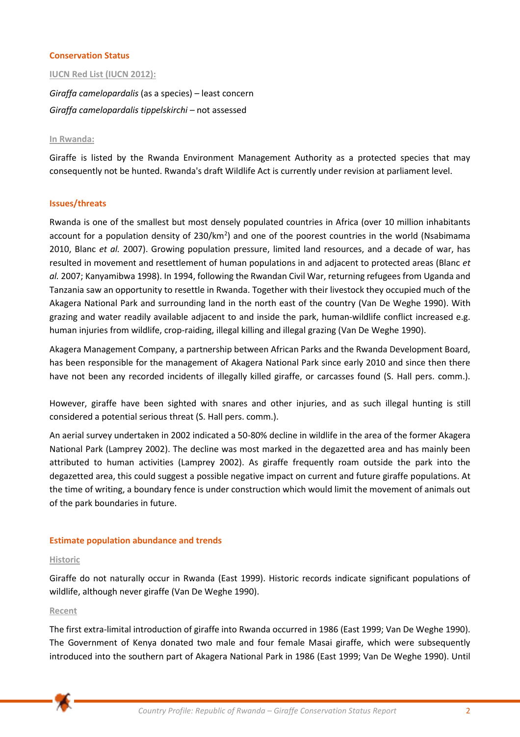## Conservation Status

### IUCN Red List (IUCN 2012):

*Giraffa camelopardalis* (as a species) – least concern

*Giraffa camelopardalis tippelskirchi* – not assessed

### In Rwanda:

Giraffe is listed by the Rwanda Environment Management Authority as a protected species that may consequently not be hunted. Rwanda's draft Wildlife Act is currently under revision at parliament level.

## Issues/threats

Rwanda is one of the smallest but most densely populated countries in Africa (over 10 million inhabitants account for a population density of 230/km$^2$) and one of the poorest countries in the world (Nsabimama 2010, Blanc *et al.* 2007). Growing population pressure, limited land resources, and a decade of war, has resulted in movement and resettlement of human populations in and adjacent to protected areas (Blanc *et al.* 2007; Kanyamibwa 1998). In 1994, following the Rwandan Civil War, returning refugees from Uganda and Tanzania saw an opportunity to resettle in Rwanda. Together with their livestock they occupied much of the Akagera National Park and surrounding land in the north east of the country (Van De Weghe 1990). With grazing and water readily available adjacent to and inside the park, human-wildlife conflict increased e.g. human injuries from wildlife, crop-raiding, illegal killing and illegal grazing (Van De Weghe 1990).

Akagera Management Company, a partnership between African Parks and the Rwanda Development Board, has been responsible for the management of Akagera National Park since early 2010 and since then there have not been any recorded incidents of illegally killed giraffe, or carcasses found (S. Hall pers. comm.).

However, giraffe have been sighted with snares and other injuries, and as such illegal hunting is still considered a potential serious threat (S. Hall pers. comm.).

An aerial survey undertaken in 2002 indicated a 50-80% decline in wildlife in the area of the former Akagera National Park (Lamprey 2002). The decline was most marked in the degazetted area and has mainly been attributed to human activities (Lamprey 2002). As giraffe frequently roam outside the park into the degazetted area, this could suggest a possible negative impact on current and future giraffe populations. At the time of writing, a boundary fence is under construction which would limit the movement of animals out of the park boundaries in future.

## Estimate population abundance and trends

### Historic

Giraffe do not naturally occur in Rwanda (East 1999). Historic records indicate significant populations of wildlife, although never giraffe (Van De Weghe 1990).

### Recent

The first extra-limital introduction of giraffe into Rwanda occurred in 1986 (East 1999; Van De Weghe 1990). The Government of Kenya donated two male and four female Masai giraffe, which were subsequently introduced into the southern part of Akagera National Park in 1986 (East 1999; Van De Weghe 1990). Until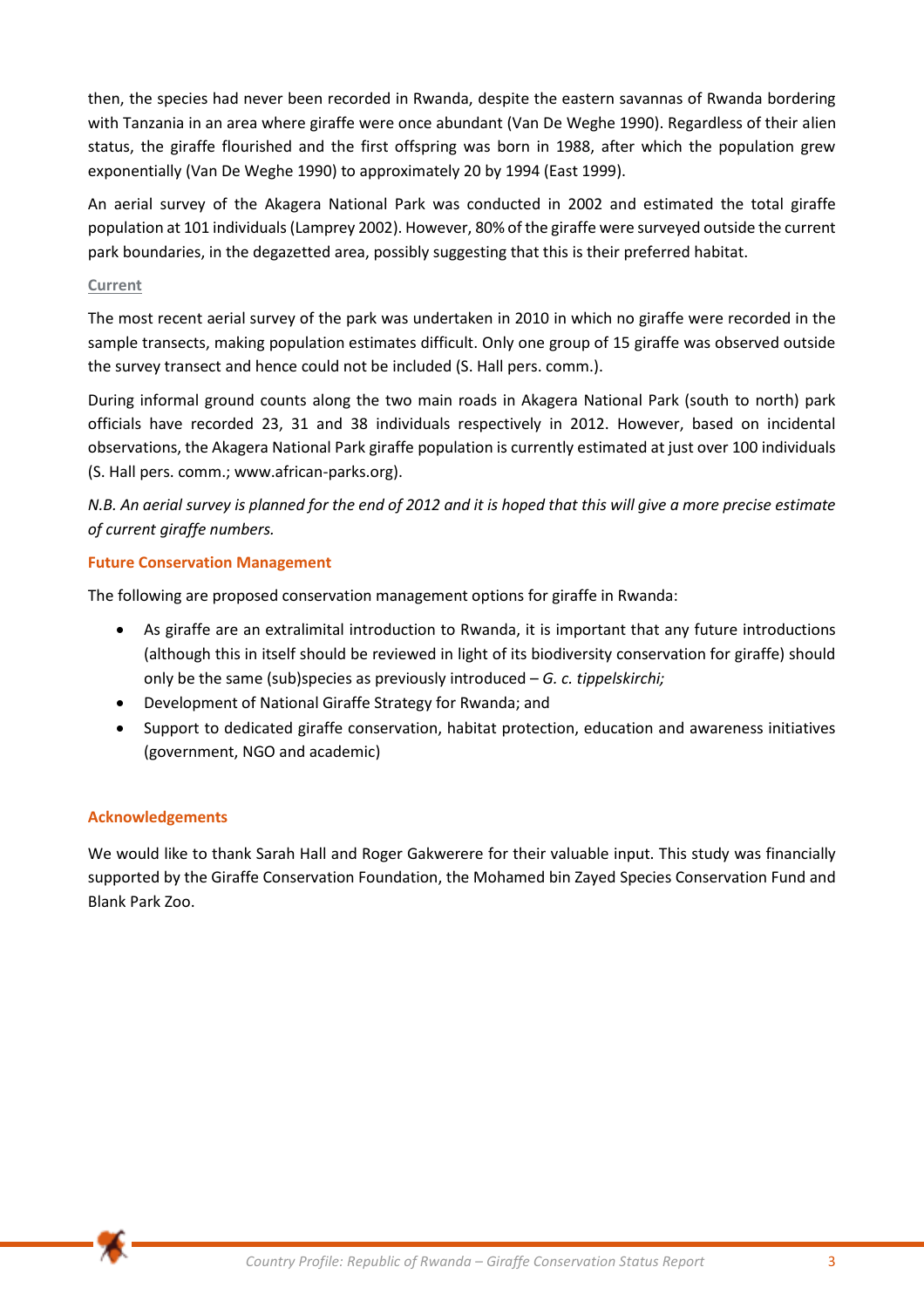then, the species had never been recorded in Rwanda, despite the eastern savannas of Rwanda bordering with Tanzania in an area where giraffe were once abundant (Van De Weghe 1990). Regardless of their alien status, the giraffe flourished and the first offspring was born in 1988, after which the population grew exponentially (Van De Weghe 1990) to approximately 20 by 1994 (East 1999).

An aerial survey of the Akagera National Park was conducted in 2002 and estimated the total giraffe population at 101 individuals (Lamprey 2002). However, 80% of the giraffe were surveyed outside the current park boundaries, in the degazetted area, possibly suggesting that this is their preferred habitat.

#### Current

The most recent aerial survey of the park was undertaken in 2010 in which no giraffe were recorded in the sample transects, making population estimates difficult. Only one group of 15 giraffe was observed outside the survey transect and hence could not be included (S. Hall pers. comm.).

During informal ground counts along the two main roads in Akagera National Park (south to north) park officials have recorded 23, 31 and 38 individuals respectively in 2012. However, based on incidental observations, the Akagera National Park giraffe population is currently estimated at just over 100 individuals (S. Hall pers. comm.; www.african-parks.org).

*N.B. An aerial survey is planned for the end of 2012 and it is hoped that this will give a more precise estimate of current giraffe numbers.*

### Future Conservation Management

The following are proposed conservation management options for giraffe in Rwanda:

- As giraffe are an extralimital introduction to Rwanda, it is important that any future introductions (although this in itself should be reviewed in light of its biodiversity conservation for giraffe) should only be the same (sub)species as previously introduced – *G. c. tippelskirchi;*
- Development of National Giraffe Strategy for Rwanda; and
- Support to dedicated giraffe conservation, habitat protection, education and awareness initiatives (government, NGO and academic)

### Acknowledgements

We would like to thank Sarah Hall and Roger Gakwerere for their valuable input. This study was financially supported by the Giraffe Conservation Foundation, the Mohamed bin Zayed Species Conservation Fund and Blank Park Zoo.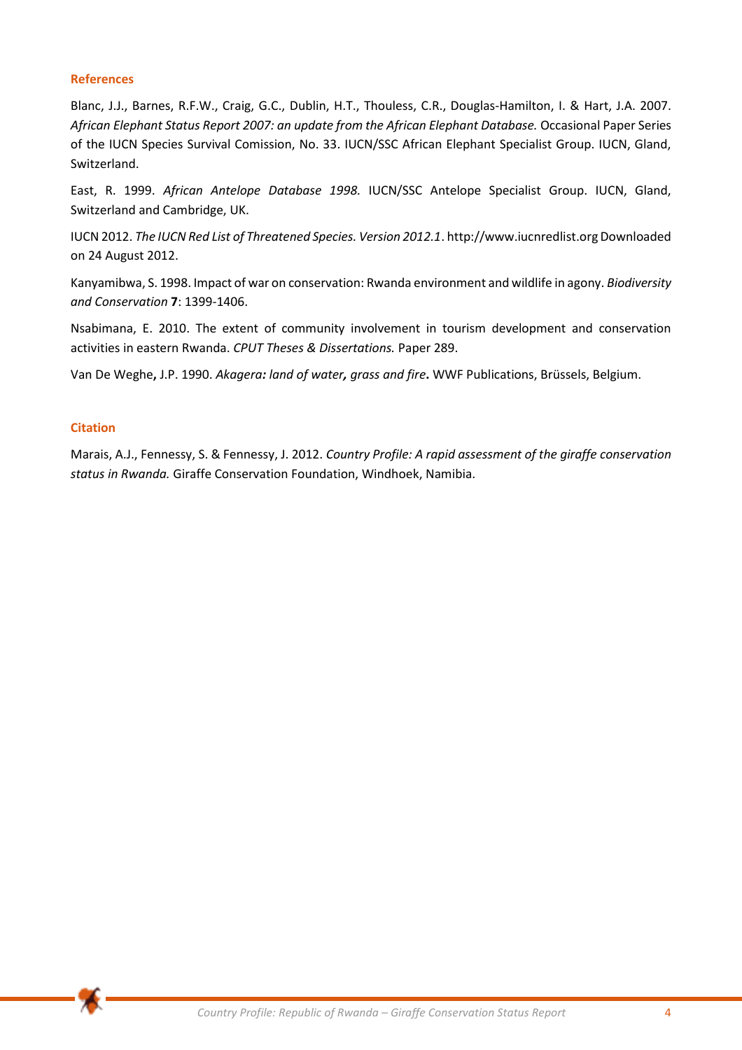## References

Blanc, J.J., Barnes, R.F.W., Craig, G.C., Dublin, H.T., Thouless, C.R., Douglas-Hamilton, I. & Hart, J.A. 2007. *African Elephant Status Report 2007: an update from the African Elephant Database.* Occasional Paper Series of the IUCN Species Survival Comission, No. 33. IUCN/SSC African Elephant Specialist Group. IUCN, Gland, Switzerland.

East, R. 1999. *African Antelope Database 1998.* IUCN/SSC Antelope Specialist Group. IUCN, Gland, Switzerland and Cambridge, UK.

IUCN 2012. *The IUCN Red List of Threatened Species. Version 2012.1*. http://www.iucnredlist.org Downloaded on 24 August 2012.

Kanyamibwa, S. 1998. Impact of war on conservation: Rwanda environment and wildlife in agony. *Biodiversity and Conservation* **7**: 1399-1406.

Nsabimana, E. 2010. The extent of community involvement in tourism development and conservation activities in eastern Rwanda. *CPUT Theses & Dissertations.* Paper 289.

Van De Weghe**,** J.P. 1990. *Akagera**:** land of water**,** grass and fire***.** WWF Publications, Brüssels, Belgium.

## Citation

Marais, A.J., Fennessy, S. & Fennessy, J. 2012. *Country Profile: A rapid assessment of the giraffe conservation status in Rwanda.* Giraffe Conservation Foundation, Windhoek, Namibia.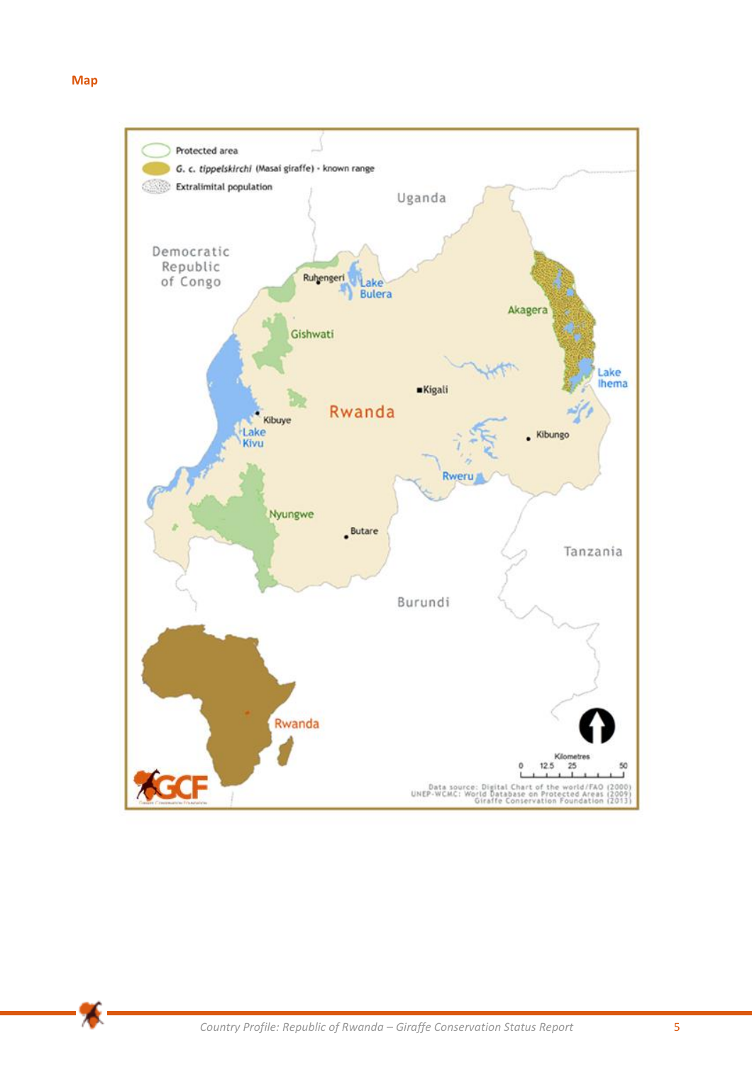## Map

Protected area

*G. c. tippelskirchi* (Masai giraffe) - known range

Extralimital population

Uganda

Democratic Republic of Congo

Ruhengeri

Lake Bulera

Akagera

Gishwati

Lake Ihema

Kigali

Kibuye

Rwanda

Lake Kivu

Kibungo

Rweru

Nyungwe

Butare

Tanzania

Burundi

Rwanda

Kilometres

0 12.5 25 50

Data source: Digital Chart of the world/FAO (2000)
UNEP-WCMC: World Database on Protected Areas (2009)
Giraffe Conservation Foundation (2013)

GCF